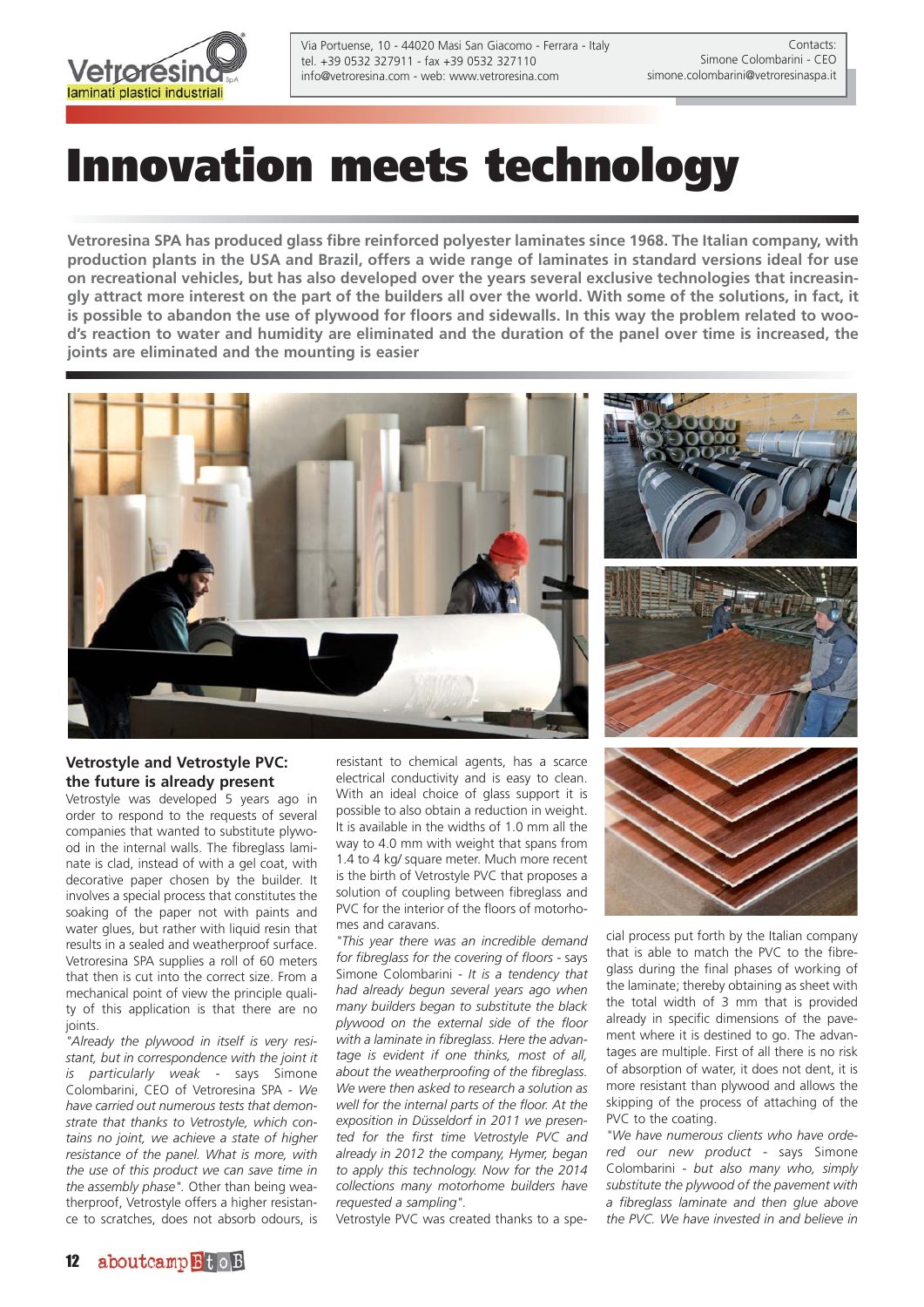Vetroresina SpA
laminati plastici industriali

Via Portuense, 10 - 44020 Masi San Giacomo - Ferrara - Italy
tel. +39 0532 327911 - fax +39 0532 327110
info@vetroresina.com - web: www.vetroresina.com

Contacts:
Simone Colombarini - CEO
simone.colombarini@vetroresinaspa.it

# Innovation meets technology

**Vetroresina SPA has produced glass fibre reinforced polyester laminates since 1968. The Italian company, with production plants in the USA and Brazil, offers a wide range of laminates in standard versions ideal for use on recreational vehicles, but has also developed over the years several exclusive technologies that increasingly attract more interest on the part of the builders all over the world. With some of the solutions, in fact, it is possible to abandon the use of plywood for floors and sidewalls. In this way the problem related to wood's reaction to water and humidity are eliminated and the duration of the panel over time is increased, the joints are eliminated and the mounting is easier**

### Vetrostyle and Vetrostyle PVC: the future is already present

Vetrostyle was developed 5 years ago in order to respond to the requests of several companies that wanted to substitute plywood in the internal walls. The fibreglass laminate is clad, instead of with a gel coat, with decorative paper chosen by the builder. It involves a special process that constitutes the soaking of the paper not with paints and water glues, but rather with liquid resin that results in a sealed and weatherproof surface. Vetroresina SPA supplies a roll of 60 meters that then is cut into the correct size. From a mechanical point of view the principle quality of this application is that there are no joints.

*"Already the plywood in itself is very resistant, but in correspondence with the joint it is particularly weak* - says Simone Colombarini, CEO of Vetroresina SPA - *We have carried out numerous tests that demonstrate that thanks to Vetrostyle, which contains no joint, we achieve a state of higher resistance of the panel. What is more, with the use of this product we can save time in the assembly phase"*. Other than being weatherproof, Vetrostyle offers a higher resistance to scratches, does not absorb odours, is resistant to chemical agents, has a scarce electrical conductivity and is easy to clean. With an ideal choice of glass support it is possible to also obtain a reduction in weight. It is available in the widths of 1.0 mm all the way to 4.0 mm with weight that spans from 1.4 to 4 kg/ square meter. Much more recent is the birth of Vetrostyle PVC that proposes a solution of coupling between fibreglass and PVC for the interior of the floors of motorhomes and caravans.

*"This year there was an incredible demand for fibreglass for the covering of floors* - says Simone Colombarini - *It is a tendency that had already begun several years ago when many builders began to substitute the black plywood on the external side of the floor with a laminate in fibreglass. Here the advantage is evident if one thinks, most of all, about the weatherproofing of the fibreglass. We were then asked to research a solution as well for the internal parts of the floor. At the exposition in Düsseldorf in 2011 we presented for the first time Vetrostyle PVC and already in 2012 the company, Hymer, began to apply this technology. Now for the 2014 collections many motorhome builders have requested a sampling"*.

Vetrostyle PVC was created thanks to a special process put forth by the Italian company that is able to match the PVC to the fibreglass during the final phases of working of the laminate; thereby obtaining as sheet with the total width of 3 mm that is provided already in specific dimensions of the pavement where it is destined to go. The advantages are multiple. First of all there is no risk of absorption of water, it does not dent, it is more resistant than plywood and allows the skipping of the process of attaching of the PVC to the coating.

*"We have numerous clients who have ordered our new product* - says Simone Colombarini - *but also many who, simply substitute the plywood of the pavement with a fibreglass laminate and then glue above the PVC. We have invested in and believe in*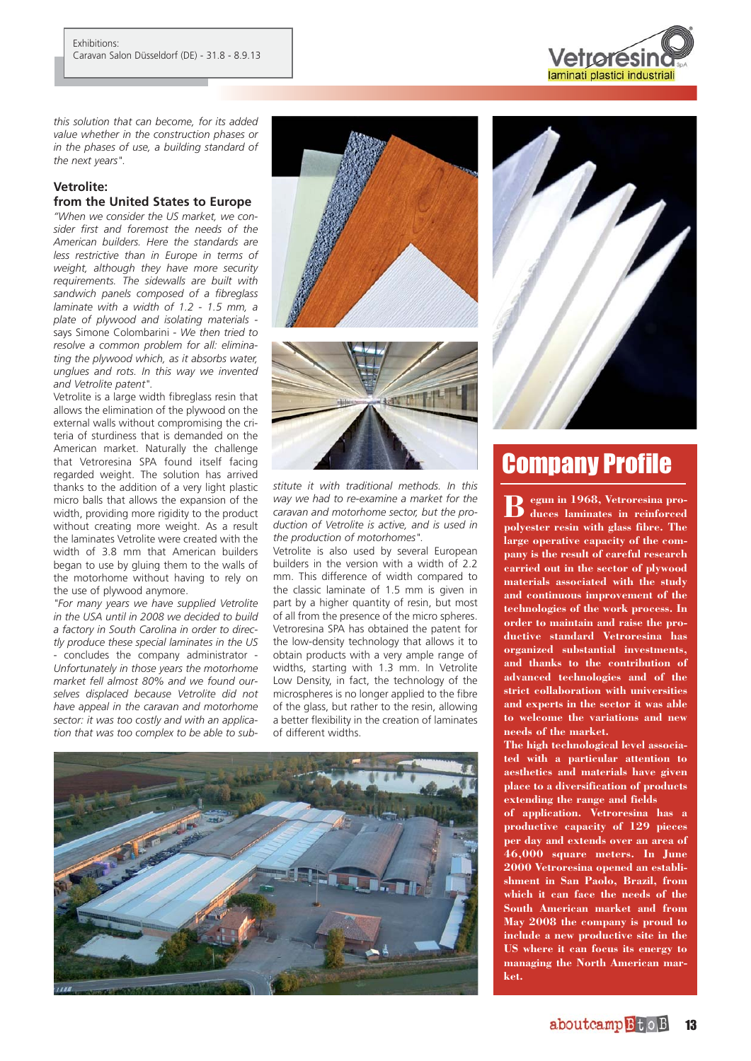*this solution that can become, for its added value whether in the construction phases or in the phases of use, a building standard of the next years".*

### Vetrolite: from the United States to Europe

*"When we consider the US market, we consider first and foremost the needs of the American builders. Here the standards are less restrictive than in Europe in terms of weight, although they have more security requirements. The sidewalls are built with sandwich panels composed of a fibreglass laminate with a width of 1.2 - 1.5 mm, a plate of plywood and isolating materials* - says Simone Colombarini - *We then tried to resolve a common problem for all: eliminating the plywood which, as it absorbs water, unglues and rots. In this way we invented and Vetrolite patent".*

Vetrolite is a large width fibreglass resin that allows the elimination of the plywood on the external walls without compromising the criteria of sturdiness that is demanded on the American market. Naturally the challenge that Vetroresina SPA found itself facing regarded weight. The solution has arrived thanks to the addition of a very light plastic micro balls that allows the expansion of the width, providing more rigidity to the product without creating more weight. As a result the laminates Vetrolite were created with the width of 3.8 mm that American builders began to use by gluing them to the walls of the motorhome without having to rely on the use of plywood anymore.

*"For many years we have supplied Vetrolite in the USA until in 2008 we decided to build a factory in South Carolina in order to directly produce these special laminates in the US* - concludes the company administrator - *Unfortunately in those years the motorhome market fell almost 80% and we found ourselves displaced because Vetrolite did not have appeal in the caravan and motorhome sector: it was too costly and with an application that was too complex to be able to substitute it with traditional methods. In this way we had to re-examine a market for the caravan and motorhome sector, but the production of Vetrolite is active, and is used in the production of motorhomes".*

Vetrolite is also used by several European builders in the version with a width of 2.2 mm. This difference of width compared to the classic laminate of 1.5 mm is given in part by a higher quantity of resin, but most of all from the presence of the micro spheres. Vetroresina SPA has obtained the patent for the low-density technology that allows it to obtain products with a very ample range of widths, starting with 1.3 mm. In Vetrolite Low Density, in fact, the technology of the microspheres is no longer applied to the fibre of the glass, but rather to the resin, allowing a better flexibility in the creation of laminates of different widths.

## Company Profile

**Begun in 1968, Vetroresina produces laminates in reinforced polyester resin with glass fibre. The large operative capacity of the company is the result of careful research carried out in the sector of plywood materials associated with the study and continuous improvement of the technologies of the work process. In order to maintain and raise the productive standard Vetroresina has organized substantial investments, and thanks to the contribution of advanced technologies and of the strict collaboration with universities and experts in the sector it was able to welcome the variations and new needs of the market.**

**The high technological level associated with a particular attention to aesthetics and materials have given place to a diversification of products extending the range and fields of application. Vetroresina has a productive capacity of 129 pieces per day and extends over an area of 46,000 square meters. In June 2000 Vetroresina opened an establishment in San Paolo, Brazil, from which it can face the needs of the South American market and from May 2008 the company is proud to include a new productive site in the US where it can focus its energy to managing the North American market.**